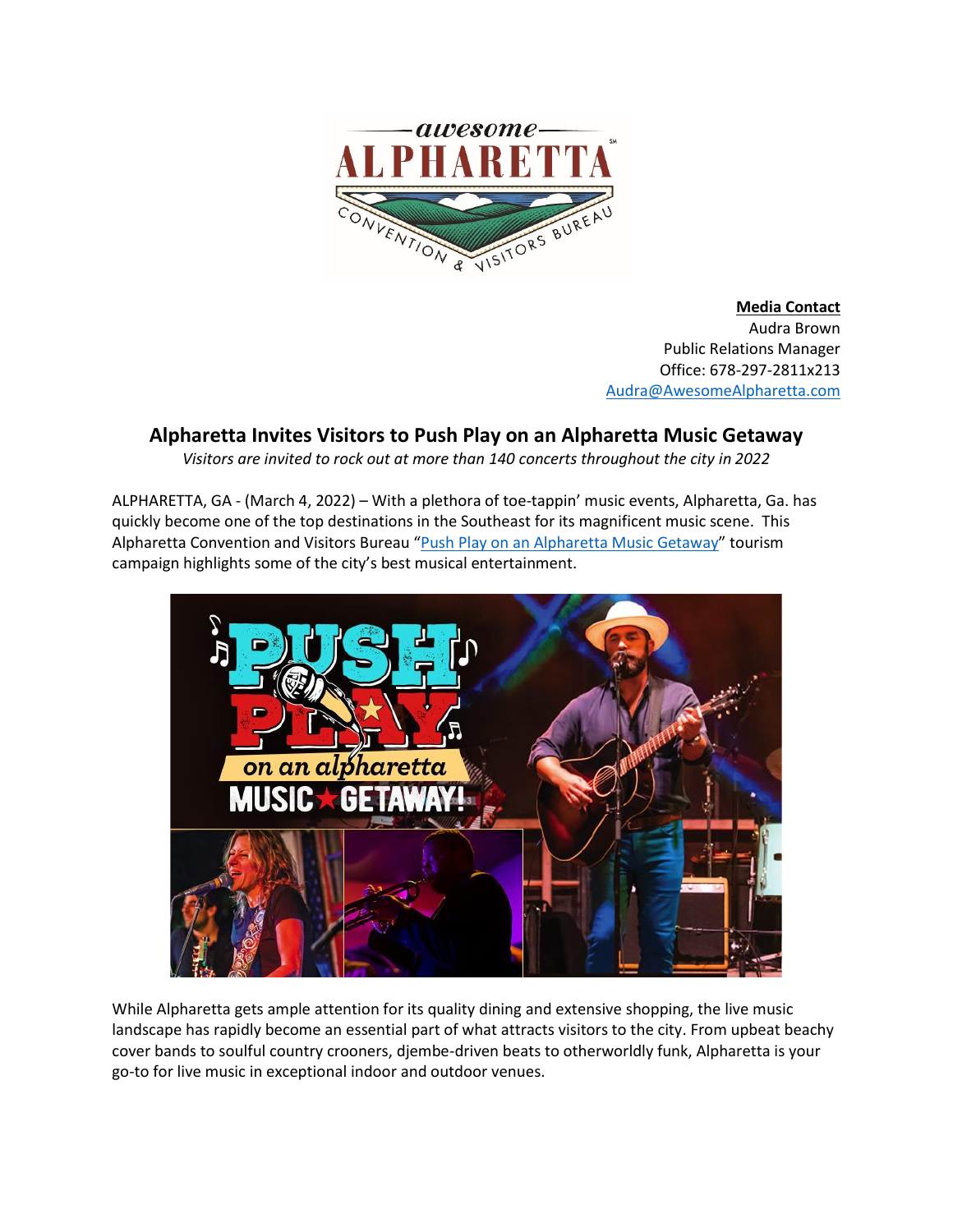**Media Contact**
Audra Brown
Public Relations Manager
Office: 678-297-2811x213
Audra@AwesomeAlpharetta.com

## Alpharetta Invites Visitors to Push Play on an Alpharetta Music Getaway

*Visitors are invited to rock out at more than 140 concerts throughout the city in 2022*

ALPHARETTA, GA - (March 4, 2022) – With a plethora of toe-tappin' music events, Alpharetta, Ga. has quickly become one of the top destinations in the Southeast for its magnificent music scene. This Alpharetta Convention and Visitors Bureau "Push Play on an Alpharetta Music Getaway" tourism campaign highlights some of the city's best musical entertainment.

While Alpharetta gets ample attention for its quality dining and extensive shopping, the live music landscape has rapidly become an essential part of what attracts visitors to the city. From upbeat beachy cover bands to soulful country crooners, djembe-driven beats to otherworldly funk, Alpharetta is your go-to for live music in exceptional indoor and outdoor venues.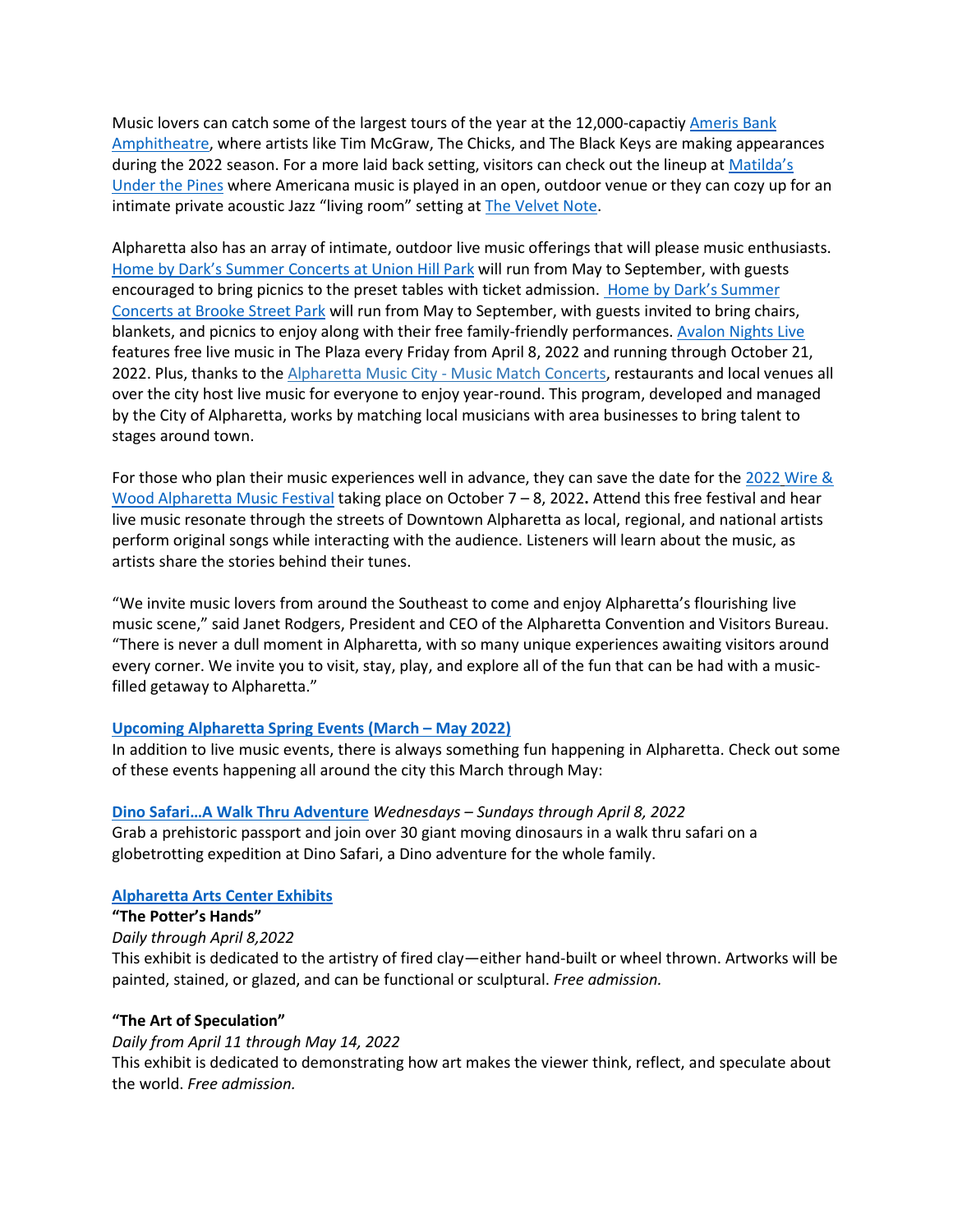Music lovers can catch some of the largest tours of the year at the 12,000-capactiy Ameris Bank Amphitheatre, where artists like Tim McGraw, The Chicks, and The Black Keys are making appearances during the 2022 season. For a more laid back setting, visitors can check out the lineup at Matilda's Under the Pines where Americana music is played in an open, outdoor venue or they can cozy up for an intimate private acoustic Jazz "living room" setting at The Velvet Note.

Alpharetta also has an array of intimate, outdoor live music offerings that will please music enthusiasts. Home by Dark's Summer Concerts at Union Hill Park will run from May to September, with guests encouraged to bring picnics to the preset tables with ticket admission. Home by Dark's Summer Concerts at Brooke Street Park will run from May to September, with guests invited to bring chairs, blankets, and picnics to enjoy along with their free family-friendly performances. Avalon Nights Live features free live music in The Plaza every Friday from April 8, 2022 and running through October 21, 2022. Plus, thanks to the Alpharetta Music City - Music Match Concerts, restaurants and local venues all over the city host live music for everyone to enjoy year-round. This program, developed and managed by the City of Alpharetta, works by matching local musicians with area businesses to bring talent to stages around town.

For those who plan their music experiences well in advance, they can save the date for the 2022 Wire & Wood Alpharetta Music Festival taking place on October 7 – 8, 2022**.** Attend this free festival and hear live music resonate through the streets of Downtown Alpharetta as local, regional, and national artists perform original songs while interacting with the audience. Listeners will learn about the music, as artists share the stories behind their tunes.

"We invite music lovers from around the Southeast to come and enjoy Alpharetta's flourishing live music scene," said Janet Rodgers, President and CEO of the Alpharetta Convention and Visitors Bureau. "There is never a dull moment in Alpharetta, with so many unique experiences awaiting visitors around every corner. We invite you to visit, stay, play, and explore all of the fun that can be had with a music-filled getaway to Alpharetta."

**Upcoming Alpharetta Spring Events (March – May 2022)**

In addition to live music events, there is always something fun happening in Alpharetta. Check out some of these events happening all around the city this March through May:

**Dino Safari…A Walk Thru Adventure** *Wednesdays – Sundays through April 8, 2022*
Grab a prehistoric passport and join over 30 giant moving dinosaurs in a walk thru safari on a globetrotting expedition at Dino Safari, a Dino adventure for the whole family.

**Alpharetta Arts Center Exhibits**

**"The Potter's Hands"**
*Daily through April 8,2022*
This exhibit is dedicated to the artistry of fired clay—either hand-built or wheel thrown. Artworks will be painted, stained, or glazed, and can be functional or sculptural. *Free admission.*

**"The Art of Speculation"**
*Daily from April 11 through May 14, 2022*
This exhibit is dedicated to demonstrating how art makes the viewer think, reflect, and speculate about the world. *Free admission.*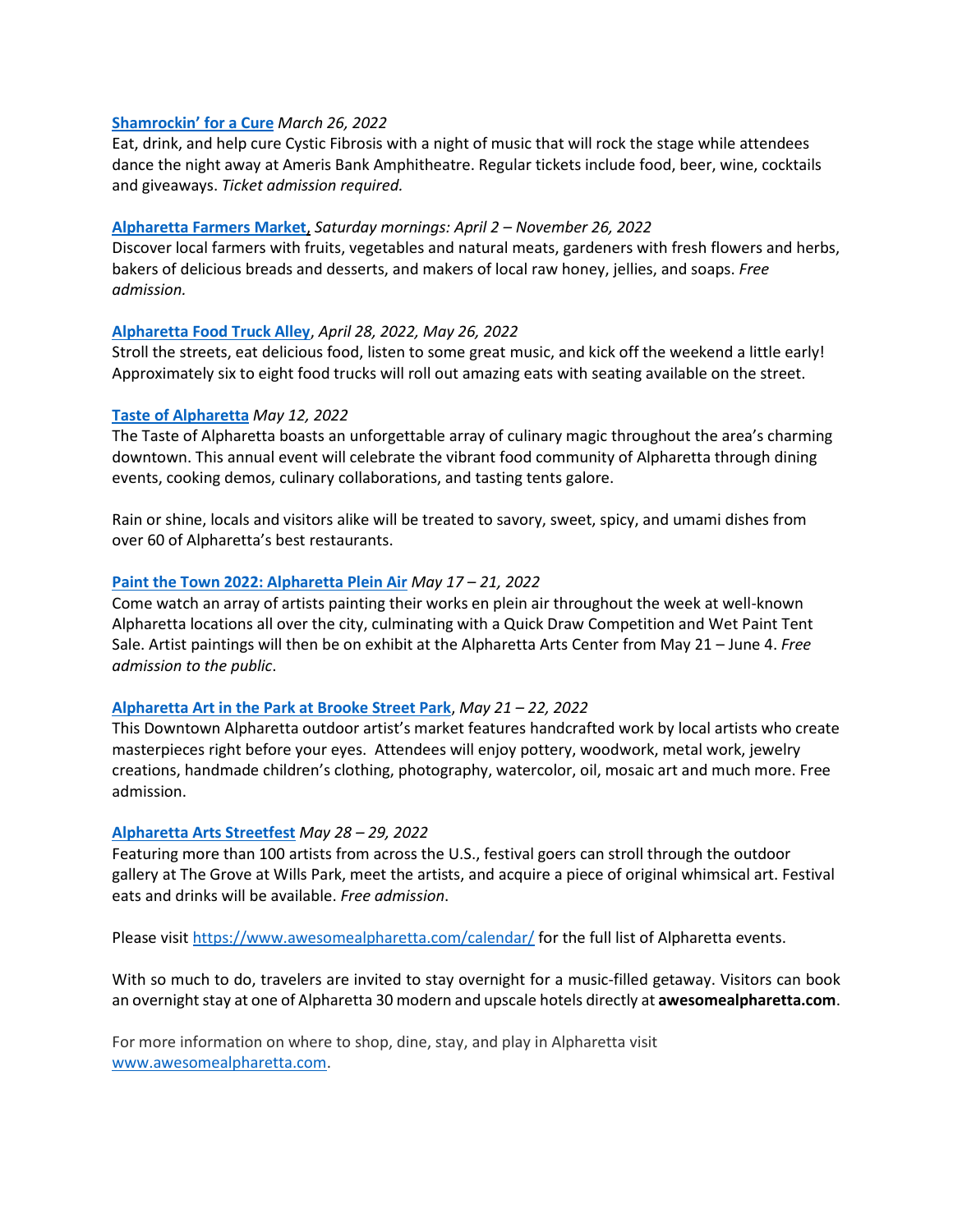**[Shamrockin' for a Cure](#)** *March 26, 2022*
Eat, drink, and help cure Cystic Fibrosis with a night of music that will rock the stage while attendees dance the night away at Ameris Bank Amphitheatre. Regular tickets include food, beer, wine, cocktails and giveaways. *Ticket admission required.*

**[Alpharetta Farmers Market](#)**, *Saturday mornings: April 2 – November 26, 2022*
Discover local farmers with fruits, vegetables and natural meats, gardeners with fresh flowers and herbs, bakers of delicious breads and desserts, and makers of local raw honey, jellies, and soaps. *Free admission.*

**[Alpharetta Food Truck Alley](#)**, *April 28, 2022, May 26, 2022*
Stroll the streets, eat delicious food, listen to some great music, and kick off the weekend a little early! Approximately six to eight food trucks will roll out amazing eats with seating available on the street.

**[Taste of Alpharetta](#)** *May 12, 2022*
The Taste of Alpharetta boasts an unforgettable array of culinary magic throughout the area's charming downtown. This annual event will celebrate the vibrant food community of Alpharetta through dining events, cooking demos, culinary collaborations, and tasting tents galore.

Rain or shine, locals and visitors alike will be treated to savory, sweet, spicy, and umami dishes from over 60 of Alpharetta's best restaurants.

**[Paint the Town 2022: Alpharetta Plein Air](#)** *May 17 – 21, 2022*
Come watch an array of artists painting their works en plein air throughout the week at well-known Alpharetta locations all over the city, culminating with a Quick Draw Competition and Wet Paint Tent Sale. Artist paintings will then be on exhibit at the Alpharetta Arts Center from May 21 – June 4. *Free admission to the public*.

**[Alpharetta Art in the Park at Brooke Street Park](#)**, *May 21 – 22, 2022*
This Downtown Alpharetta outdoor artist's market features handcrafted work by local artists who create masterpieces right before your eyes. Attendees will enjoy pottery, woodwork, metal work, jewelry creations, handmade children's clothing, photography, watercolor, oil, mosaic art and much more. Free admission.

**[Alpharetta Arts Streetfest](#)** *May 28 – 29, 2022*
Featuring more than 100 artists from across the U.S., festival goers can stroll through the outdoor gallery at The Grove at Wills Park, meet the artists, and acquire a piece of original whimsical art. Festival eats and drinks will be available. *Free admission*.

Please visit [https://www.awesomealpharetta.com/calendar/](https://www.awesomealpharetta.com/calendar/) for the full list of Alpharetta events.

With so much to do, travelers are invited to stay overnight for a music-filled getaway. Visitors can book an overnight stay at one of Alpharetta 30 modern and upscale hotels directly at **awesomealpharetta.com**.

For more information on where to shop, dine, stay, and play in Alpharetta visit [www.awesomealpharetta.com](http://www.awesomealpharetta.com).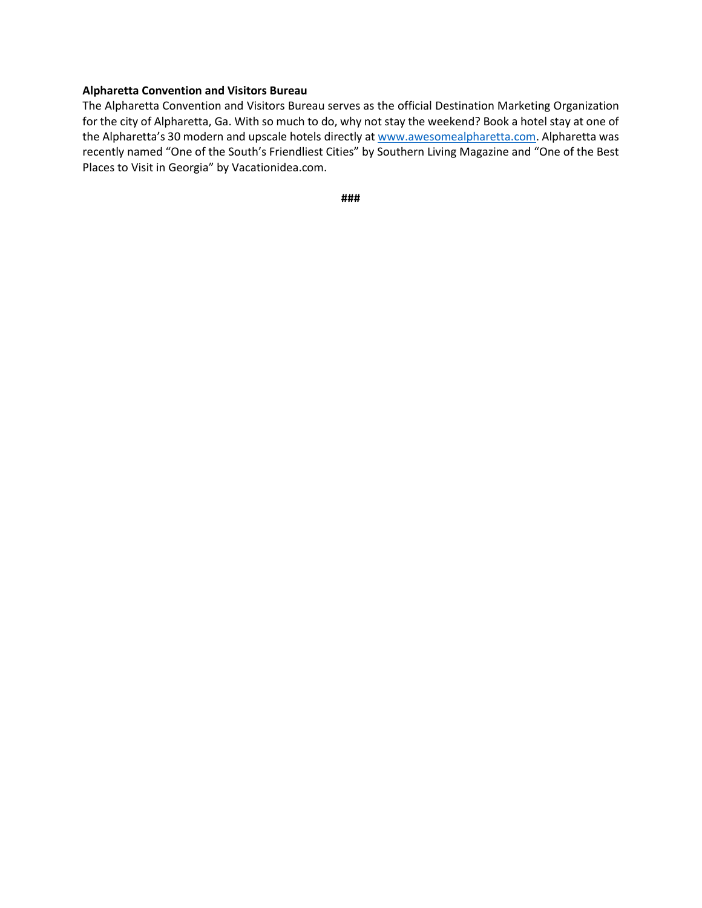**Alpharetta Convention and Visitors Bureau**

The Alpharetta Convention and Visitors Bureau serves as the official Destination Marketing Organization for the city of Alpharetta, Ga. With so much to do, why not stay the weekend? Book a hotel stay at one of the Alpharetta's 30 modern and upscale hotels directly at www.awesomealpharetta.com. Alpharetta was recently named "One of the South's Friendliest Cities" by Southern Living Magazine and "One of the Best Places to Visit in Georgia" by Vacationidea.com.

###